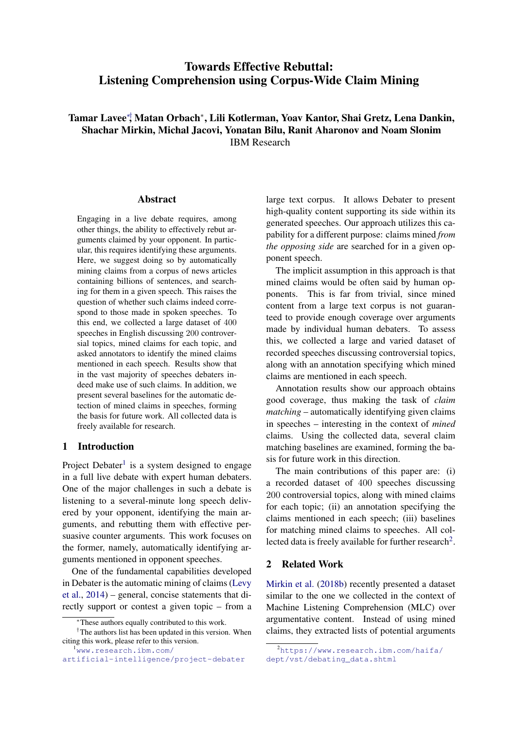# Towards Effective Rebuttal: Listening Comprehension using Corpus-Wide Claim Mining

**Tamar Lavee**[*,†], **Matan Orbach**[*], **Lili Kotlerman, Yoav Kantor, Shai Gretz, Lena Dankin, Shachar Mirkin, Michal Jacovi, Yonatan Bilu, Ranit Aharonov and Noam Slonim**
IBM Research

## Abstract

Engaging in a live debate requires, among other things, the ability to effectively rebut arguments claimed by your opponent. In particular, this requires identifying these arguments. Here, we suggest doing so by automatically mining claims from a corpus of news articles containing billions of sentences, and searching for them in a given speech. This raises the question of whether such claims indeed correspond to those made in spoken speeches. To this end, we collected a large dataset of 400 speeches in English discussing 200 controversial topics, mined claims for each topic, and asked annotators to identify the mined claims mentioned in each speech. Results show that in the vast majority of speeches debaters indeed make use of such claims. In addition, we present several baselines for the automatic detection of mined claims in speeches, forming the basis for future work. All collected data is freely available for research.

## 1 Introduction

Project Debater[1] is a system designed to engage in a full live debate with expert human debaters. One of the major challenges in such a debate is listening to a several-minute long speech delivered by your opponent, identifying the main arguments, and rebutting them with effective persuasive counter arguments. This work focuses on the former, namely, automatically identifying arguments mentioned in opponent speeches.

One of the fundamental capabilities developed in Debater is the automatic mining of claims (Levy et al., 2014) – general, concise statements that directly support or contest a given topic – from a large text corpus. It allows Debater to present high-quality content supporting its side within its generated speeches. Our approach utilizes this capability for a different purpose: claims mined *from the opposing side* are searched for in a given opponent speech.

The implicit assumption in this approach is that mined claims would be often said by human opponents. This is far from trivial, since mined content from a large text corpus is not guaranteed to provide enough coverage over arguments made by individual human debaters. To assess this, we collected a large and varied dataset of recorded speeches discussing controversial topics, along with an annotation specifying which mined claims are mentioned in each speech.

Annotation results show our approach obtains good coverage, thus making the task of *claim matching* – automatically identifying given claims in speeches – interesting in the context of *mined* claims. Using the collected data, several claim matching baselines are examined, forming the basis for future work in this direction.

The main contributions of this paper are: (i) a recorded dataset of 400 speeches discussing 200 controversial topics, along with mined claims for each topic; (ii) an annotation specifying the claims mentioned in each speech; (iii) baselines for matching mined claims to speeches. All collected data is freely available for further research[2].

## 2 Related Work

Mirkin et al. (2018b) recently presented a dataset similar to the one we collected in the context of Machine Listening Comprehension (MLC) over argumentative content. Instead of using mined claims, they extracted lists of potential arguments

---

[*] These authors equally contributed to this work.

[†] The authors list has been updated in this version. When citing this work, please refer to this version.

[1] www.research.ibm.com/artificial-intelligence/project-debater

[2] https://www.research.ibm.com/haifa/dept/vst/debating_data.shtml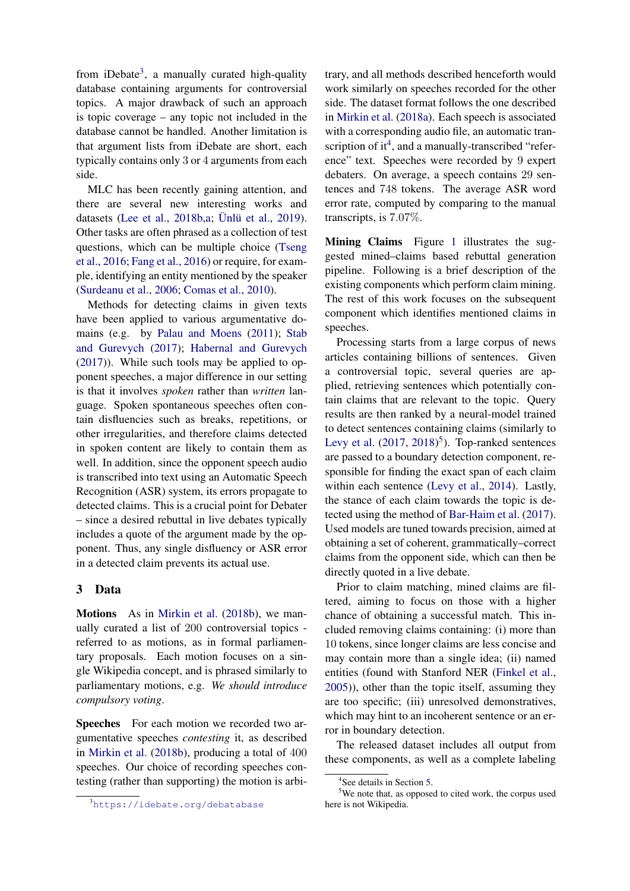from iDebate[3], a manually curated high-quality database containing arguments for controversial topics. A major drawback of such an approach is topic coverage – any topic not included in the database cannot be handled. Another limitation is that argument lists from iDebate are short, each typically contains only 3 or 4 arguments from each side.

MLC has been recently gaining attention, and there are several new interesting works and datasets (Lee et al., 2018b,a; Ünlü et al., 2019). Other tasks are often phrased as a collection of test questions, which can be multiple choice (Tseng et al., 2016; Fang et al., 2016) or require, for example, identifying an entity mentioned by the speaker (Surdeanu et al., 2006; Comas et al., 2010).

Methods for detecting claims in given texts have been applied to various argumentative domains (e.g. by Palau and Moens (2011); Stab and Gurevych (2017); Habernal and Gurevych (2017)). While such tools may be applied to opponent speeches, a major difference in our setting is that it involves *spoken* rather than *written* language. Spoken spontaneous speeches often contain disfluencies such as breaks, repetitions, or other irregularities, and therefore claims detected in spoken content are likely to contain them as well. In addition, since the opponent speech audio is transcribed into text using an Automatic Speech Recognition (ASR) system, its errors propagate to detected claims. This is a crucial point for Debater – since a desired rebuttal in live debates typically includes a quote of the argument made by the opponent. Thus, any single disfluency or ASR error in a detected claim prevents its actual use.

## 3 Data

**Motions** As in Mirkin et al. (2018b), we manually curated a list of 200 controversial topics - referred to as motions, as in formal parliamentary proposals. Each motion focuses on a single Wikipedia concept, and is phrased similarly to parliamentary motions, e.g. *We should introduce compulsory voting*.

**Speeches** For each motion we recorded two argumentative speeches *contesting* it, as described in Mirkin et al. (2018b), producing a total of 400 speeches. Our choice of recording speeches contesting (rather than supporting) the motion is arbitrary, and all methods described henceforth would work similarly on speeches recorded for the other side. The dataset format follows the one described in Mirkin et al. (2018a). Each speech is associated with a corresponding audio file, an automatic transcription of it[4], and a manually-transcribed "reference" text. Speeches were recorded by 9 expert debaters. On average, a speech contains 29 sentences and 748 tokens. The average ASR word error rate, computed by comparing to the manual transcripts, is 7.07%.

**Mining Claims** Figure 1 illustrates the suggested mined–claims based rebuttal generation pipeline. Following is a brief description of the existing components which perform claim mining. The rest of this work focuses on the subsequent component which identifies mentioned claims in speeches.

Processing starts from a large corpus of news articles containing billions of sentences. Given a controversial topic, several queries are applied, retrieving sentences which potentially contain claims that are relevant to the topic. Query results are then ranked by a neural-model trained to detect sentences containing claims (similarly to Levy et al. (2017, 2018)[5]). Top-ranked sentences are passed to a boundary detection component, responsible for finding the exact span of each claim within each sentence (Levy et al., 2014). Lastly, the stance of each claim towards the topic is detected using the method of Bar-Haim et al. (2017). Used models are tuned towards precision, aimed at obtaining a set of coherent, grammatically–correct claims from the opponent side, which can then be directly quoted in a live debate.

Prior to claim matching, mined claims are filtered, aiming to focus on those with a higher chance of obtaining a successful match. This included removing claims containing: (i) more than 10 tokens, since longer claims are less concise and may contain more than a single idea; (ii) named entities (found with Stanford NER (Finkel et al., 2005)), other than the topic itself, assuming they are too specific; (iii) unresolved demonstratives, which may hint to an incoherent sentence or an error in boundary detection.

The released dataset includes all output from these components, as well as a complete labeling

[3] https://idebate.org/debatabase

[4] See details in Section 5.

[5] We note that, as opposed to cited work, the corpus used here is not Wikipedia.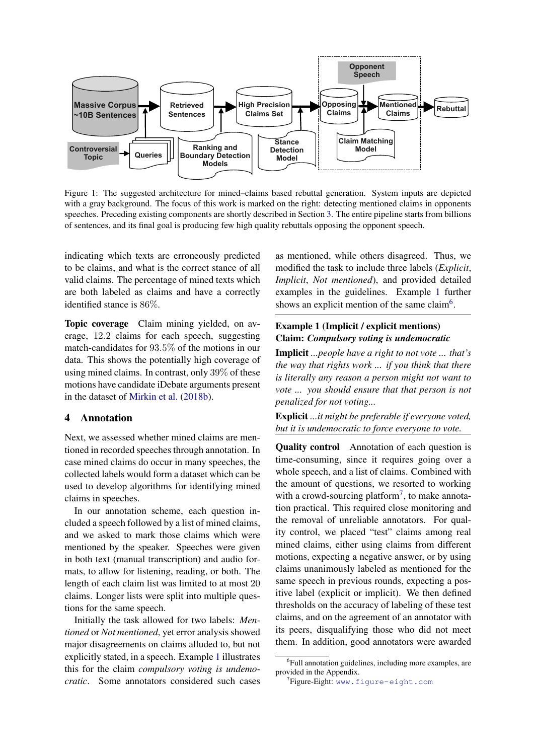Figure 1: The suggested architecture for mined–claims based rebuttal generation. System inputs are depicted with a gray background. The focus of this work is marked on the right: detecting mentioned claims in opponents speeches. Preceding existing components are shortly described in Section 3. The entire pipeline starts from billions of sentences, and its final goal is producing few high quality rebuttals opposing the opponent speech.

indicating which texts are erroneously predicted to be claims, and what is the correct stance of all valid claims. The percentage of mined texts which are both labeled as claims and have a correctly identified stance is 86%.

**Topic coverage** Claim mining yielded, on average, 12.2 claims for each speech, suggesting match-candidates for 93.5% of the motions in our data. This shows the potentially high coverage of using mined claims. In contrast, only 39% of these motions have candidate iDebate arguments present in the dataset of Mirkin et al. (2018b).

## 4 Annotation

Next, we assessed whether mined claims are mentioned in recorded speeches through annotation. In case mined claims do occur in many speeches, the collected labels would form a dataset which can be used to develop algorithms for identifying mined claims in speeches.

In our annotation scheme, each question included a speech followed by a list of mined claims, and we asked to mark those claims which were mentioned by the speaker. Speeches were given in both text (manual transcription) and audio formats, to allow for listening, reading, or both. The length of each claim list was limited to at most 20 claims. Longer lists were split into multiple questions for the same speech.

Initially the task allowed for two labels: *Mentioned* or *Not mentioned*, yet error analysis showed major disagreements on claims alluded to, but not explicitly stated, in a speech. Example 1 illustrates this for the claim *compulsory voting is undemocratic*. Some annotators considered such cases as mentioned, while others disagreed. Thus, we modified the task to include three labels (*Explicit*, *Implicit*, *Not mentioned*), and provided detailed examples in the guidelines. Example 1 further shows an explicit mention of the same claim[6].

---

**Example 1 (Implicit / explicit mentions)**
**Claim: *Compulsory voting is undemocratic***

**Implicit** *...people have a right to not vote ... that's the way that rights work ... if you think that there is literally any reason a person might not want to vote ... you should ensure that that person is not penalized for not voting...*

**Explicit** *...it might be preferable if everyone voted, but it is undemocratic to force everyone to vote.*

---

**Quality control** Annotation of each question is time-consuming, since it requires going over a whole speech, and a list of claims. Combined with the amount of questions, we resorted to working with a crowd-sourcing platform[7], to make annotation practical. This required close monitoring and the removal of unreliable annotators. For quality control, we placed "test" claims among real mined claims, either using claims from different motions, expecting a negative answer, or by using claims unanimously labeled as mentioned for the same speech in previous rounds, expecting a positive label (explicit or implicit). We then defined thresholds on the accuracy of labeling of these test claims, and on the agreement of an annotator with its peers, disqualifying those who did not meet them. In addition, good annotators were awarded

[6] Full annotation guidelines, including more examples, are provided in the Appendix.

[7] Figure-Eight: www.figure-eight.com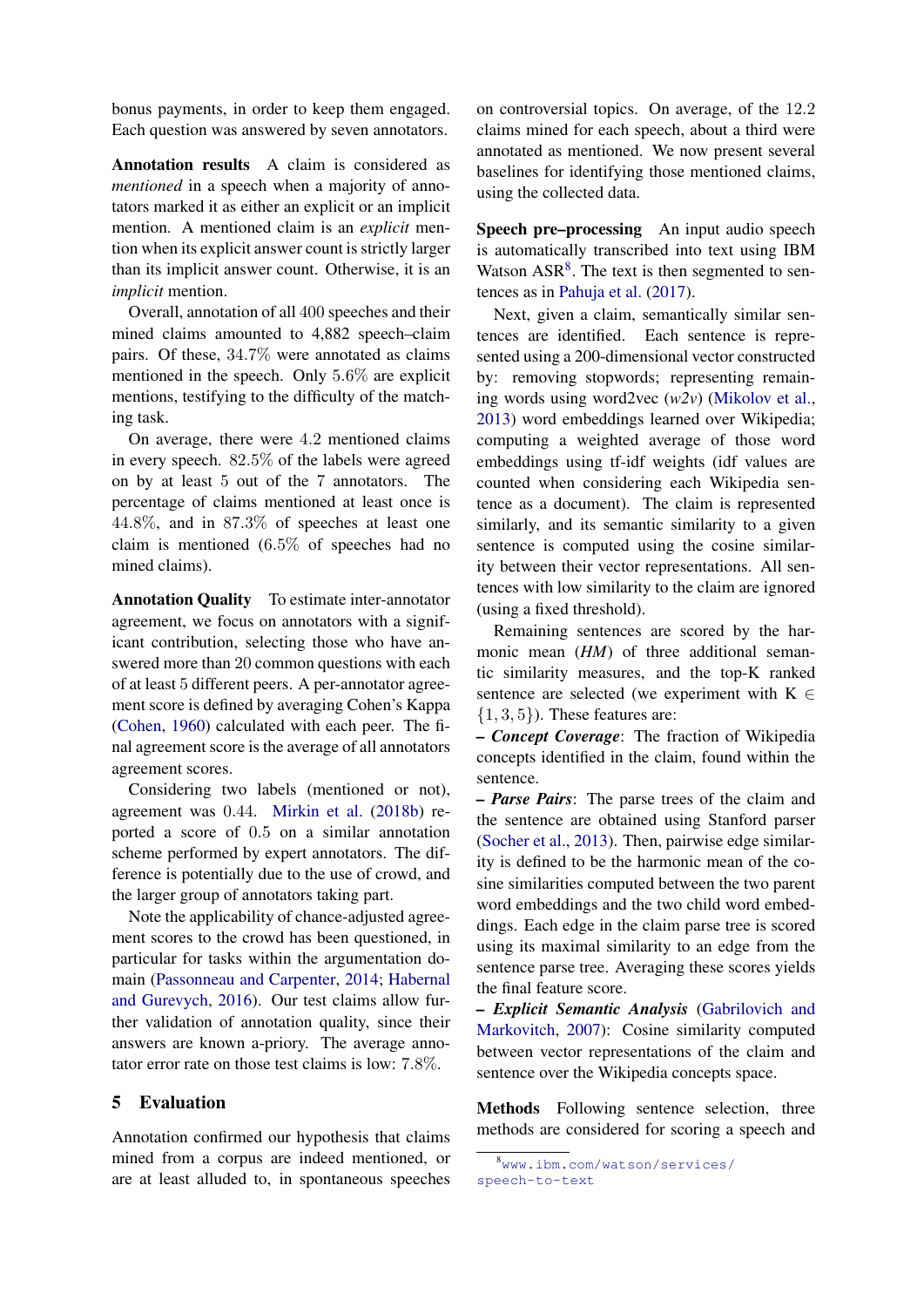bonus payments, in order to keep them engaged. Each question was answered by seven annotators.

**Annotation results** A claim is considered as *mentioned* in a speech when a majority of annotators marked it as either an explicit or an implicit mention. A mentioned claim is an *explicit* mention when its explicit answer count is strictly larger than its implicit answer count. Otherwise, it is an *implicit* mention.

Overall, annotation of all 400 speeches and their mined claims amounted to 4,882 speech–claim pairs. Of these, 34.7% were annotated as claims mentioned in the speech. Only 5.6% are explicit mentions, testifying to the difficulty of the matching task.

On average, there were 4.2 mentioned claims in every speech. 82.5% of the labels were agreed on by at least 5 out of the 7 annotators. The percentage of claims mentioned at least once is 44.8%, and in 87.3% of speeches at least one claim is mentioned (6.5% of speeches had no mined claims).

**Annotation Quality** To estimate inter-annotator agreement, we focus on annotators with a significant contribution, selecting those who have answered more than 20 common questions with each of at least 5 different peers. A per-annotator agreement score is defined by averaging Cohen's Kappa (Cohen, 1960) calculated with each peer. The final agreement score is the average of all annotators agreement scores.

Considering two labels (mentioned or not), agreement was 0.44. Mirkin et al. (2018b) reported a score of 0.5 on a similar annotation scheme performed by expert annotators. The difference is potentially due to the use of crowd, and the larger group of annotators taking part.

Note the applicability of chance-adjusted agreement scores to the crowd has been questioned, in particular for tasks within the argumentation domain (Passonneau and Carpenter, 2014; Habernal and Gurevych, 2016). Our test claims allow further validation of annotation quality, since their answers are known a-priory. The average annotator error rate on those test claims is low: 7.8%.

## 5 Evaluation

Annotation confirmed our hypothesis that claims mined from a corpus are indeed mentioned, or are at least alluded to, in spontaneous speeches on controversial topics. On average, of the 12.2 claims mined for each speech, about a third were annotated as mentioned. We now present several baselines for identifying those mentioned claims, using the collected data.

**Speech pre–processing** An input audio speech is automatically transcribed into text using IBM Watson ASR[8]. The text is then segmented to sentences as in Pahuja et al. (2017).

Next, given a claim, semantically similar sentences are identified. Each sentence is represented using a 200-dimensional vector constructed by: removing stopwords; representing remaining words using word2vec (*w2v*) (Mikolov et al., 2013) word embeddings learned over Wikipedia; computing a weighted average of those word embeddings using tf-idf weights (idf values are counted when considering each Wikipedia sentence as a document). The claim is represented similarly, and its semantic similarity to a given sentence is computed using the cosine similarity between their vector representations. All sentences with low similarity to the claim are ignored (using a fixed threshold).

Remaining sentences are scored by the harmonic mean (*HM*) of three additional semantic similarity measures, and the top-K ranked sentence are selected (we experiment with $K \in \{1, 3, 5\}$). These features are:

– ***Concept Coverage***: The fraction of Wikipedia concepts identified in the claim, found within the sentence.

– ***Parse Pairs***: The parse trees of the claim and the sentence are obtained using Stanford parser (Socher et al., 2013). Then, pairwise edge similarity is defined to be the harmonic mean of the cosine similarities computed between the two parent word embeddings and the two child word embeddings. Each edge in the claim parse tree is scored using its maximal similarity to an edge from the sentence parse tree. Averaging these scores yields the final feature score.

– ***Explicit Semantic Analysis*** (Gabrilovich and Markovitch, 2007): Cosine similarity computed between vector representations of the claim and sentence over the Wikipedia concepts space.

**Methods** Following sentence selection, three methods are considered for scoring a speech and

[8] www.ibm.com/watson/services/speech-to-text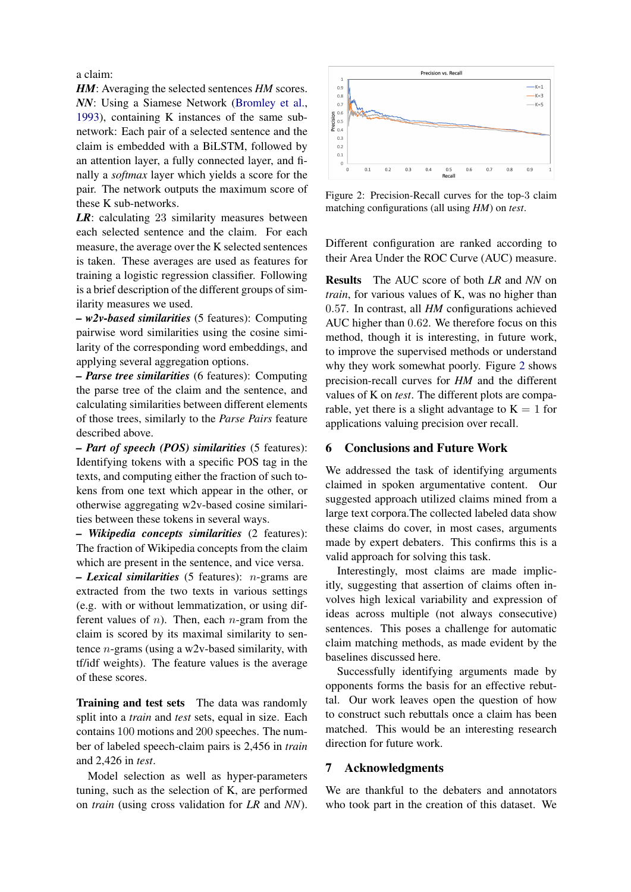a claim:

***HM***: Averaging the selected sentences *HM* scores.

***NN***: Using a Siamese Network (Bromley et al., 1993), containing K instances of the same sub-network: Each pair of a selected sentence and the claim is embedded with a BiLSTM, followed by an attention layer, a fully connected layer, and finally a *softmax* layer which yields a score for the pair. The network outputs the maximum score of these K sub-networks.

***LR***: calculating 23 similarity measures between each selected sentence and the claim. For each measure, the average over the K selected sentences is taken. These averages are used as features for training a logistic regression classifier. Following is a brief description of the different groups of similarity measures we used.

**– *w2v-based similarities*** (5 features): Computing pairwise word similarities using the cosine similarity of the corresponding word embeddings, and applying several aggregation options.

**– *Parse tree similarities*** (6 features): Computing the parse tree of the claim and the sentence, and calculating similarities between different elements of those trees, similarly to the *Parse Pairs* feature described above.

**– *Part of speech (POS) similarities*** (5 features): Identifying tokens with a specific POS tag in the texts, and computing either the fraction of such tokens from one text which appear in the other, or otherwise aggregating w2v-based cosine similarities between these tokens in several ways.

**– *Wikipedia concepts similarities*** (2 features): The fraction of Wikipedia concepts from the claim which are present in the sentence, and vice versa.

**– *Lexical similarities*** (5 features): $n$-grams are extracted from the two texts in various settings (e.g. with or without lemmatization, or using different values of $n$). Then, each $n$-gram from the claim is scored by its maximal similarity to sentence $n$-grams (using a w2v-based similarity, with tf/idf weights). The feature values is the average of these scores.

**Training and test sets** The data was randomly split into a *train* and *test* sets, equal in size. Each contains 100 motions and 200 speeches. The number of labeled speech-claim pairs is 2,456 in *train* and 2,426 in *test*.

Model selection as well as hyper-parameters tuning, such as the selection of K, are performed on *train* (using cross validation for *LR* and *NN*).

Figure 2: Precision-Recall curves for the top-3 claim matching configurations (all using *HM*) on *test*.

Different configuration are ranked according to their Area Under the ROC Curve (AUC) measure.

**Results** The AUC score of both *LR* and *NN* on *train*, for various values of K, was no higher than 0.57. In contrast, all *HM* configurations achieved AUC higher than 0.62. We therefore focus on this method, though it is interesting, in future work, to improve the supervised methods or understand why they work somewhat poorly. Figure 2 shows precision-recall curves for *HM* and the different values of K on *test*. The different plots are comparable, yet there is a slight advantage to K = 1 for applications valuing precision over recall.

## 6 Conclusions and Future Work

We addressed the task of identifying arguments claimed in spoken argumentative content. Our suggested approach utilized claims mined from a large text corpora.The collected labeled data show these claims do cover, in most cases, arguments made by expert debaters. This confirms this is a valid approach for solving this task.

Interestingly, most claims are made implicitly, suggesting that assertion of claims often involves high lexical variability and expression of ideas across multiple (not always consecutive) sentences. This poses a challenge for automatic claim matching methods, as made evident by the baselines discussed here.

Successfully identifying arguments made by opponents forms the basis for an effective rebuttal. Our work leaves open the question of how to construct such rebuttals once a claim has been matched. This would be an interesting research direction for future work.

## 7 Acknowledgments

We are thankful to the debaters and annotators who took part in the creation of this dataset. We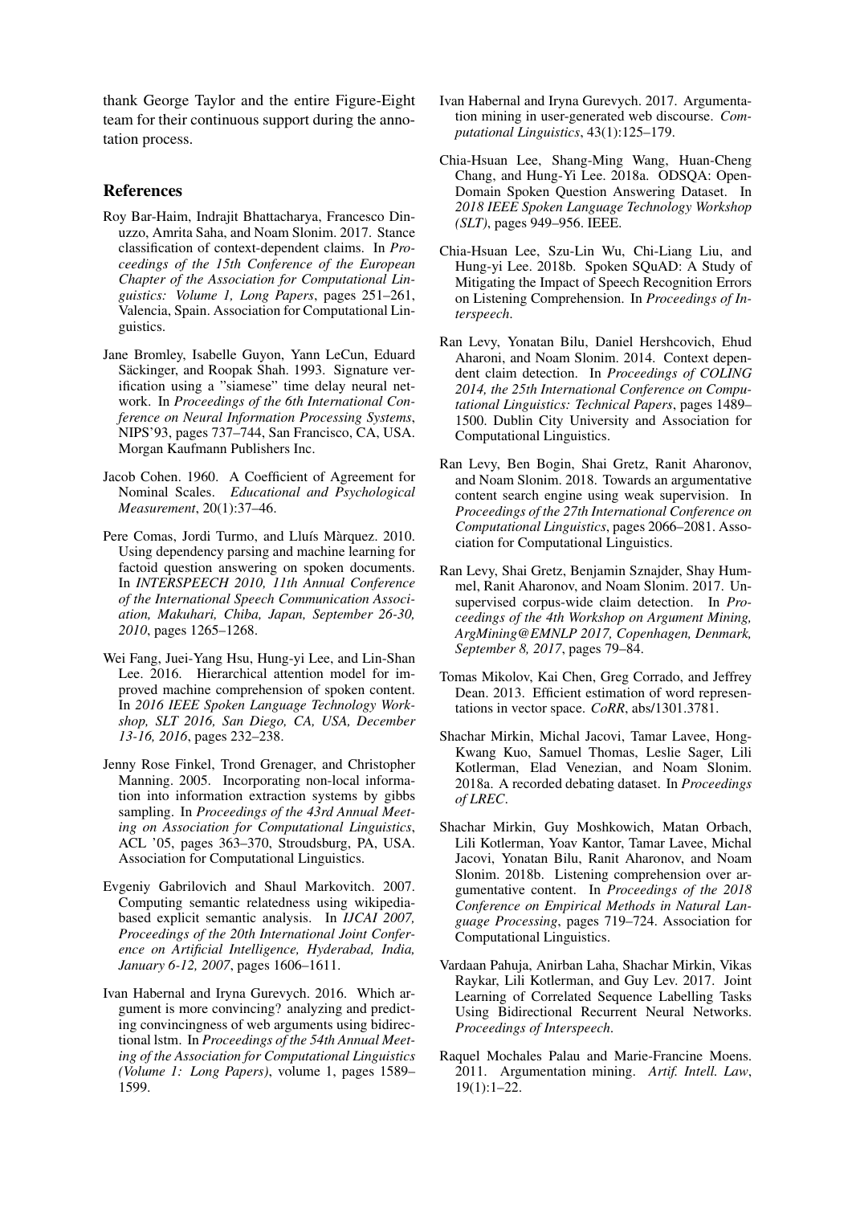thank George Taylor and the entire Figure-Eight team for their continuous support during the annotation process.

## References

Roy Bar-Haim, Indrajit Bhattacharya, Francesco Dinuzzo, Amrita Saha, and Noam Slonim. 2017. Stance classification of context-dependent claims. In *Proceedings of the 15th Conference of the European Chapter of the Association for Computational Linguistics: Volume 1, Long Papers*, pages 251–261, Valencia, Spain. Association for Computational Linguistics.

Jane Bromley, Isabelle Guyon, Yann LeCun, Eduard Säckinger, and Roopak Shah. 1993. Signature verification using a "siamese" time delay neural network. In *Proceedings of the 6th International Conference on Neural Information Processing Systems*, NIPS'93, pages 737–744, San Francisco, CA, USA. Morgan Kaufmann Publishers Inc.

Jacob Cohen. 1960. A Coefficient of Agreement for Nominal Scales. *Educational and Psychological Measurement*, 20(1):37–46.

Pere Comas, Jordi Turmo, and Lluís Màrquez. 2010. Using dependency parsing and machine learning for factoid question answering on spoken documents. In *INTERSPEECH 2010, 11th Annual Conference of the International Speech Communication Association, Makuhari, Chiba, Japan, September 26-30, 2010*, pages 1265–1268.

Wei Fang, Juei-Yang Hsu, Hung-yi Lee, and Lin-Shan Lee. 2016. Hierarchical attention model for improved machine comprehension of spoken content. In *2016 IEEE Spoken Language Technology Workshop, SLT 2016, San Diego, CA, USA, December 13-16, 2016*, pages 232–238.

Jenny Rose Finkel, Trond Grenager, and Christopher Manning. 2005. Incorporating non-local information into information extraction systems by gibbs sampling. In *Proceedings of the 43rd Annual Meeting on Association for Computational Linguistics*, ACL '05, pages 363–370, Stroudsburg, PA, USA. Association for Computational Linguistics.

Evgeniy Gabrilovich and Shaul Markovitch. 2007. Computing semantic relatedness using wikipedia-based explicit semantic analysis. In *IJCAI 2007, Proceedings of the 20th International Joint Conference on Artificial Intelligence, Hyderabad, India, January 6-12, 2007*, pages 1606–1611.

Ivan Habernal and Iryna Gurevych. 2016. Which argument is more convincing? analyzing and predicting convincingness of web arguments using bidirectional lstm. In *Proceedings of the 54th Annual Meeting of the Association for Computational Linguistics (Volume 1: Long Papers)*, volume 1, pages 1589–1599.

Ivan Habernal and Iryna Gurevych. 2017. Argumentation mining in user-generated web discourse. *Computational Linguistics*, 43(1):125–179.

Chia-Hsuan Lee, Shang-Ming Wang, Huan-Cheng Chang, and Hung-Yi Lee. 2018a. ODSQA: Open-Domain Spoken Question Answering Dataset. In *2018 IEEE Spoken Language Technology Workshop (SLT)*, pages 949–956. IEEE.

Chia-Hsuan Lee, Szu-Lin Wu, Chi-Liang Liu, and Hung-yi Lee. 2018b. Spoken SQuAD: A Study of Mitigating the Impact of Speech Recognition Errors on Listening Comprehension. In *Proceedings of Interspeech*.

Ran Levy, Yonatan Bilu, Daniel Hershcovich, Ehud Aharoni, and Noam Slonim. 2014. Context dependent claim detection. In *Proceedings of COLING 2014, the 25th International Conference on Computational Linguistics: Technical Papers*, pages 1489–1500. Dublin City University and Association for Computational Linguistics.

Ran Levy, Ben Bogin, Shai Gretz, Ranit Aharonov, and Noam Slonim. 2018. Towards an argumentative content search engine using weak supervision. In *Proceedings of the 27th International Conference on Computational Linguistics*, pages 2066–2081. Association for Computational Linguistics.

Ran Levy, Shai Gretz, Benjamin Sznajder, Shay Hummel, Ranit Aharonov, and Noam Slonim. 2017. Unsupervised corpus-wide claim detection. In *Proceedings of the 4th Workshop on Argument Mining, ArgMining@EMNLP 2017, Copenhagen, Denmark, September 8, 2017*, pages 79–84.

Tomas Mikolov, Kai Chen, Greg Corrado, and Jeffrey Dean. 2013. Efficient estimation of word representations in vector space. *CoRR*, abs/1301.3781.

Shachar Mirkin, Michal Jacovi, Tamar Lavee, Hong-Kwang Kuo, Samuel Thomas, Leslie Sager, Lili Kotlerman, Elad Venezian, and Noam Slonim. 2018a. A recorded debating dataset. In *Proceedings of LREC*.

Shachar Mirkin, Guy Moshkowich, Matan Orbach, Lili Kotlerman, Yoav Kantor, Tamar Lavee, Michal Jacovi, Yonatan Bilu, Ranit Aharonov, and Noam Slonim. 2018b. Listening comprehension over argumentative content. In *Proceedings of the 2018 Conference on Empirical Methods in Natural Language Processing*, pages 719–724. Association for Computational Linguistics.

Vardaan Pahuja, Anirban Laha, Shachar Mirkin, Vikas Raykar, Lili Kotlerman, and Guy Lev. 2017. Joint Learning of Correlated Sequence Labelling Tasks Using Bidirectional Recurrent Neural Networks. *Proceedings of Interspeech*.

Raquel Mochales Palau and Marie-Francine Moens. 2011. Argumentation mining. *Artif. Intell. Law*, 19(1):1–22.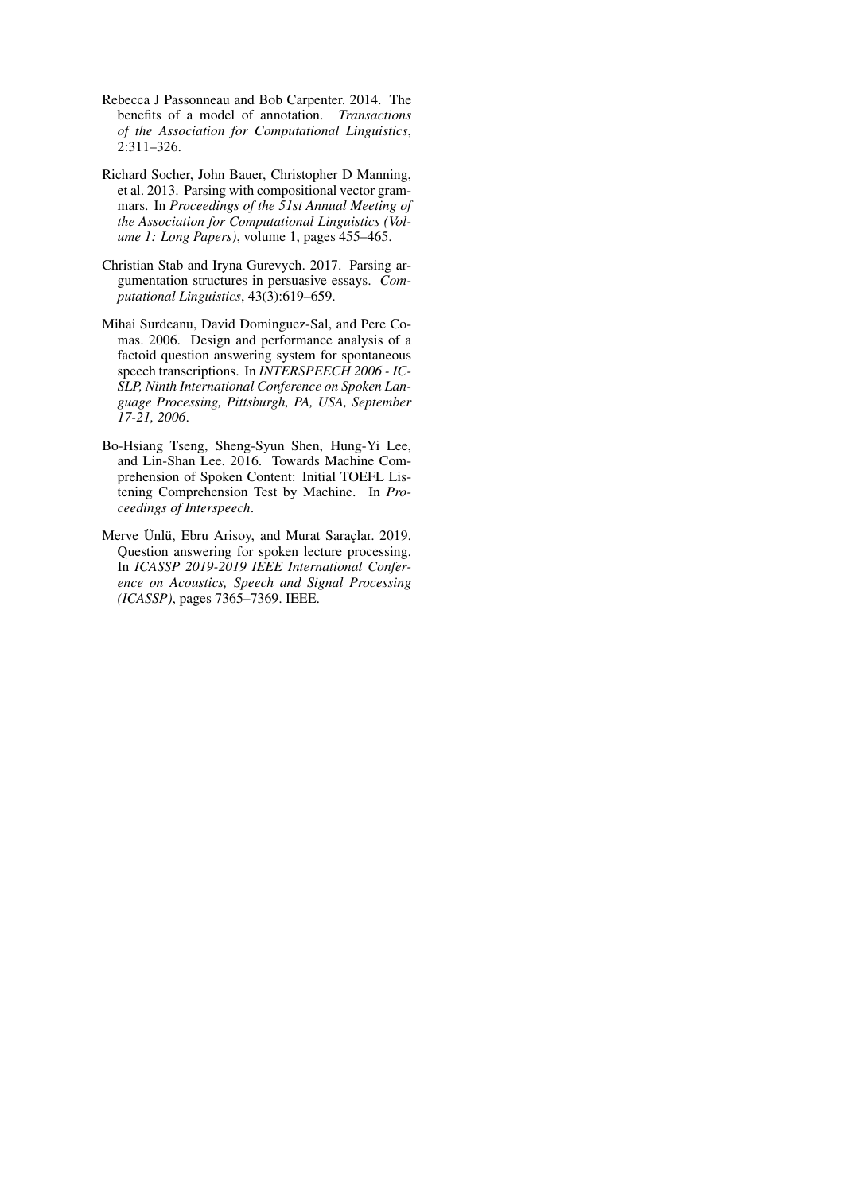Rebecca J Passonneau and Bob Carpenter. 2014. The benefits of a model of annotation. *Transactions of the Association for Computational Linguistics*, 2:311–326.

Richard Socher, John Bauer, Christopher D Manning, et al. 2013. Parsing with compositional vector grammars. In *Proceedings of the 51st Annual Meeting of the Association for Computational Linguistics (Volume 1: Long Papers)*, volume 1, pages 455–465.

Christian Stab and Iryna Gurevych. 2017. Parsing argumentation structures in persuasive essays. *Computational Linguistics*, 43(3):619–659.

Mihai Surdeanu, David Dominguez-Sal, and Pere Comas. 2006. Design and performance analysis of a factoid question answering system for spontaneous speech transcriptions. In *INTERSPEECH 2006 - ICSLP, Ninth International Conference on Spoken Language Processing, Pittsburgh, PA, USA, September 17-21, 2006*.

Bo-Hsiang Tseng, Sheng-Syun Shen, Hung-Yi Lee, and Lin-Shan Lee. 2016. Towards Machine Comprehension of Spoken Content: Initial TOEFL Listening Comprehension Test by Machine. In *Proceedings of Interspeech*.

Merve Ünlü, Ebru Arisoy, and Murat Saraçlar. 2019. Question answering for spoken lecture processing. In *ICASSP 2019-2019 IEEE International Conference on Acoustics, Speech and Signal Processing (ICASSP)*, pages 7365–7369. IEEE.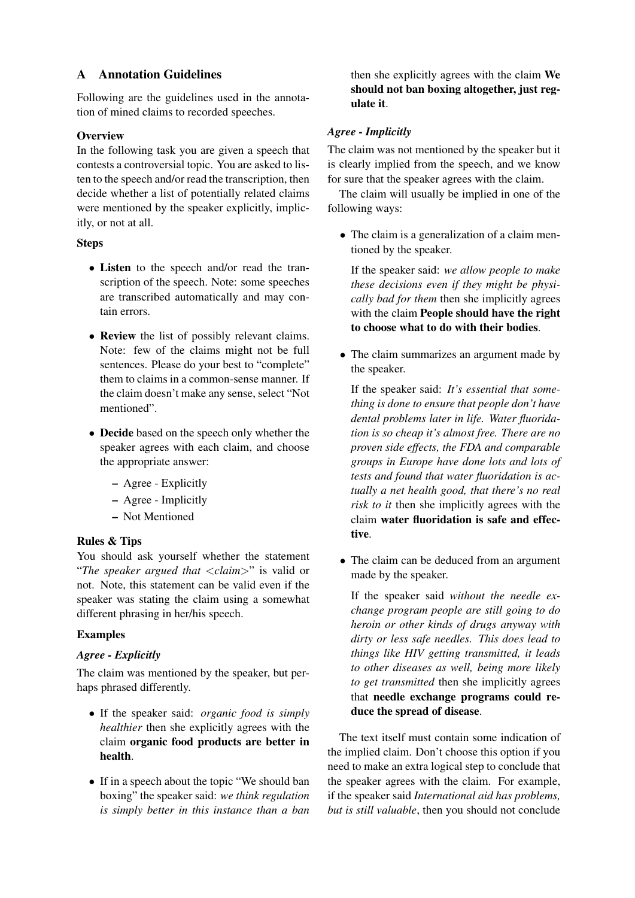## A Annotation Guidelines

Following are the guidelines used in the annotation of mined claims to recorded speeches.

**Overview**

In the following task you are given a speech that contests a controversial topic. You are asked to listen to the speech and/or read the transcription, then decide whether a list of potentially related claims were mentioned by the speaker explicitly, implicitly, or not at all.

**Steps**

- **Listen** to the speech and/or read the transcription of the speech. Note: some speeches are transcribed automatically and may contain errors.
- **Review** the list of possibly relevant claims. Note: few of the claims might not be full sentences. Please do your best to "complete" them to claims in a common-sense manner. If the claim doesn't make any sense, select "Not mentioned".
- **Decide** based on the speech only whether the speaker agrees with each claim, and choose the appropriate answer:
  - Agree - Explicitly
  - Agree - Implicitly
  - Not Mentioned

**Rules & Tips**

You should ask yourself whether the statement "*The speaker argued that <claim>*" is valid or not. Note, this statement can be valid even if the speaker was stating the claim using a somewhat different phrasing in her/his speech.

**Examples**

***Agree - Explicitly***

The claim was mentioned by the speaker, but perhaps phrased differently.

- If the speaker said: *organic food is simply healthier* then she explicitly agrees with the claim **organic food products are better in health**.
- If in a speech about the topic "We should ban boxing" the speaker said: *we think regulation is simply better in this instance than a ban* then she explicitly agrees with the claim **We should not ban boxing altogether, just regulate it**.

***Agree - Implicitly***

The claim was not mentioned by the speaker but it is clearly implied from the speech, and we know for sure that the speaker agrees with the claim.

The claim will usually be implied in one of the following ways:

- The claim is a generalization of a claim mentioned by the speaker.

  If the speaker said: *we allow people to make these decisions even if they might be physically bad for them* then she implicitly agrees with the claim **People should have the right to choose what to do with their bodies**.

- The claim summarizes an argument made by the speaker.

  If the speaker said: *It's essential that something is done to ensure that people don't have dental problems later in life. Water fluoridation is so cheap it's almost free. There are no proven side effects, the FDA and comparable groups in Europe have done lots and lots of tests and found that water fluoridation is actually a net health good, that there's no real risk to it* then she implicitly agrees with the claim **water fluoridation is safe and effective**.

- The claim can be deduced from an argument made by the speaker.

  If the speaker said *without the needle exchange program people are still going to do heroin or other kinds of drugs anyway with dirty or less safe needles. This does lead to things like HIV getting transmitted, it leads to other diseases as well, being more likely to get transmitted* then she implicitly agrees that **needle exchange programs could reduce the spread of disease**.

The text itself must contain some indication of the implied claim. Don't choose this option if you need to make an extra logical step to conclude that the speaker agrees with the claim. For example, if the speaker said *International aid has problems, but is still valuable*, then you should not conclude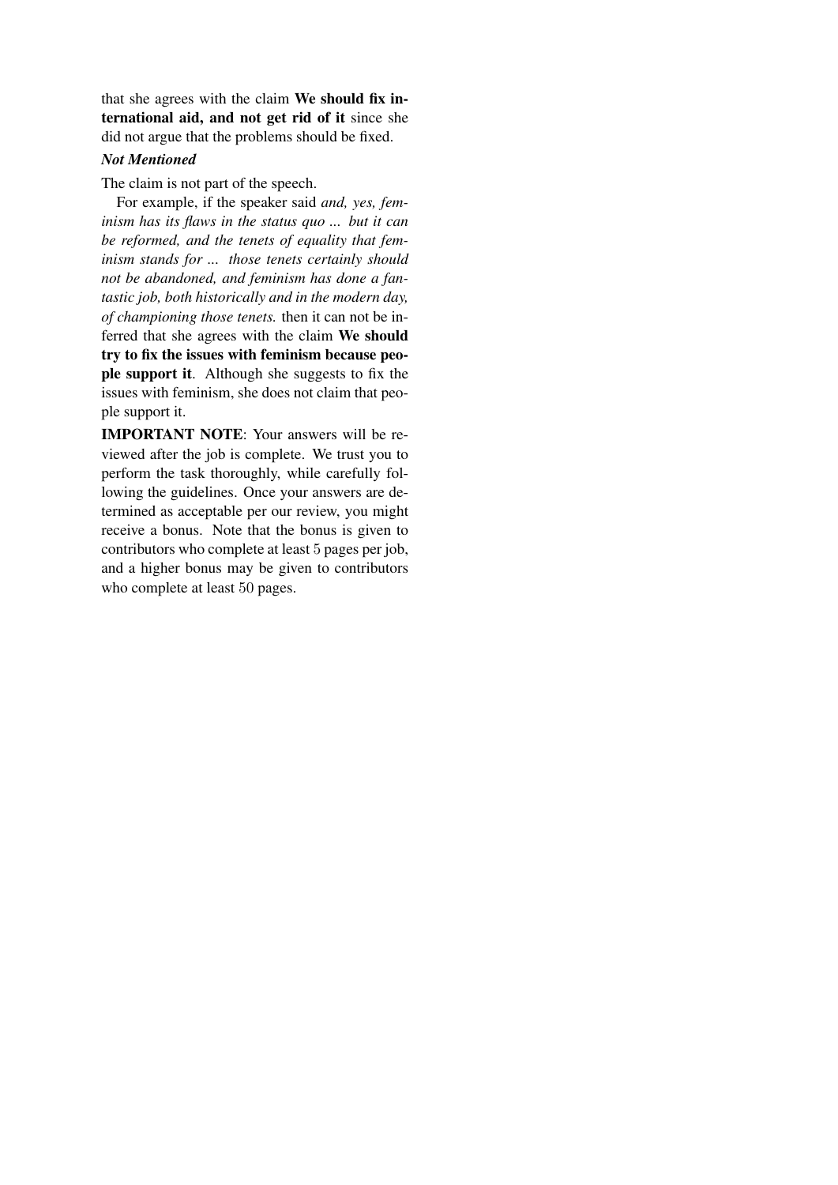that she agrees with the claim **We should fix international aid, and not get rid of it** since she did not argue that the problems should be fixed.

***Not Mentioned***

The claim is not part of the speech.

For example, if the speaker said *and, yes, feminism has its flaws in the status quo ... but it can be reformed, and the tenets of equality that feminism stands for ... those tenets certainly should not be abandoned, and feminism has done a fantastic job, both historically and in the modern day, of championing those tenets.* then it can not be inferred that she agrees with the claim **We should try to fix the issues with feminism because people support it**. Although she suggests to fix the issues with feminism, she does not claim that people support it.

**IMPORTANT NOTE**: Your answers will be reviewed after the job is complete. We trust you to perform the task thoroughly, while carefully following the guidelines. Once your answers are determined as acceptable per our review, you might receive a bonus. Note that the bonus is given to contributors who complete at least 5 pages per job, and a higher bonus may be given to contributors who complete at least 50 pages.